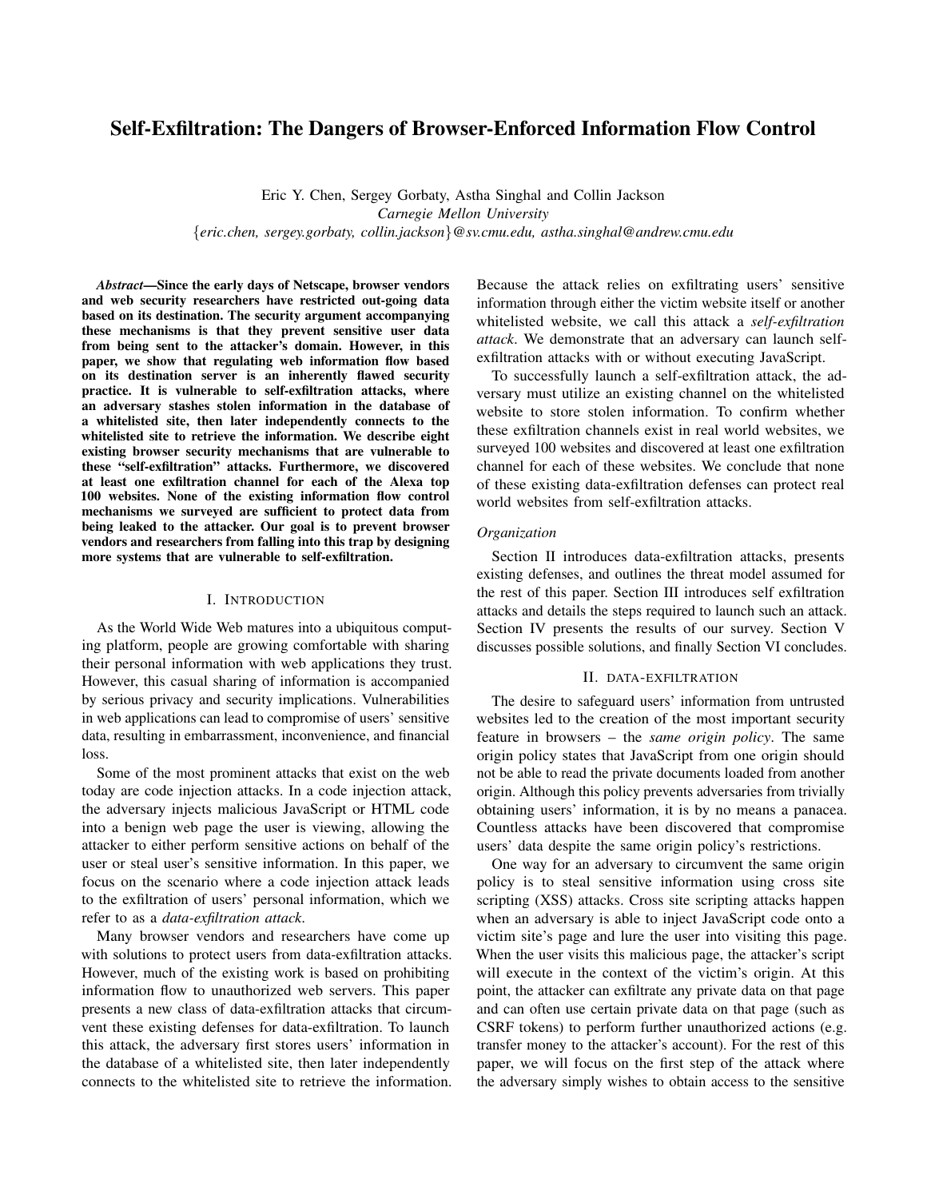# Self-Exfiltration: The Dangers of Browser-Enforced Information Flow Control

Eric Y. Chen, Sergey Gorbaty, Astha Singhal and Collin Jackson
*Carnegie Mellon University*
{*eric.chen, sergey.gorbaty, collin.jackson*}*@sv.cmu.edu, astha.singhal@andrew.cmu.edu*

***Abstract*—Since the early days of Netscape, browser vendors and web security researchers have restricted out-going data based on its destination. The security argument accompanying these mechanisms is that they prevent sensitive user data from being sent to the attacker's domain. However, in this paper, we show that regulating web information flow based on its destination server is an inherently flawed security practice. It is vulnerable to self-exfiltration attacks, where an adversary stashes stolen information in the database of a whitelisted site, then later independently connects to the whitelisted site to retrieve the information. We describe eight existing browser security mechanisms that are vulnerable to these "self-exfiltration" attacks. Furthermore, we discovered at least one exfiltration channel for each of the Alexa top 100 websites. None of the existing information flow control mechanisms we surveyed are sufficient to protect data from being leaked to the attacker. Our goal is to prevent browser vendors and researchers from falling into this trap by designing more systems that are vulnerable to self-exfiltration.**

## I. Introduction

As the World Wide Web matures into a ubiquitous computing platform, people are growing comfortable with sharing their personal information with web applications they trust. However, this casual sharing of information is accompanied by serious privacy and security implications. Vulnerabilities in web applications can lead to compromise of users' sensitive data, resulting in embarrassment, inconvenience, and financial loss.

Some of the most prominent attacks that exist on the web today are code injection attacks. In a code injection attack, the adversary injects malicious JavaScript or HTML code into a benign web page the user is viewing, allowing the attacker to either perform sensitive actions on behalf of the user or steal user's sensitive information. In this paper, we focus on the scenario where a code injection attack leads to the exfiltration of users' personal information, which we refer to as a *data-exfiltration attack*.

Many browser vendors and researchers have come up with solutions to protect users from data-exfiltration attacks. However, much of the existing work is based on prohibiting information flow to unauthorized web servers. This paper presents a new class of data-exfiltration attacks that circumvent these existing defenses for data-exfiltration. To launch this attack, the adversary first stores users' information in the database of a whitelisted site, then later independently connects to the whitelisted site to retrieve the information. Because the attack relies on exfiltrating users' sensitive information through either the victim website itself or another whitelisted website, we call this attack a *self-exfiltration attack*. We demonstrate that an adversary can launch self-exfiltration attacks with or without executing JavaScript.

To successfully launch a self-exfiltration attack, the adversary must utilize an existing channel on the whitelisted website to store stolen information. To confirm whether these exfiltration channels exist in real world websites, we surveyed 100 websites and discovered at least one exfiltration channel for each of these websites. We conclude that none of these existing data-exfiltration defenses can protect real world websites from self-exfiltration attacks.

### *Organization*

Section II introduces data-exfiltration attacks, presents existing defenses, and outlines the threat model assumed for the rest of this paper. Section III introduces self exfiltration attacks and details the steps required to launch such an attack. Section IV presents the results of our survey. Section V discusses possible solutions, and finally Section VI concludes.

## II. Data-exfiltration

The desire to safeguard users' information from untrusted websites led to the creation of the most important security feature in browsers – the *same origin policy*. The same origin policy states that JavaScript from one origin should not be able to read the private documents loaded from another origin. Although this policy prevents adversaries from trivially obtaining users' information, it is by no means a panacea. Countless attacks have been discovered that compromise users' data despite the same origin policy's restrictions.

One way for an adversary to circumvent the same origin policy is to steal sensitive information using cross site scripting (XSS) attacks. Cross site scripting attacks happen when an adversary is able to inject JavaScript code onto a victim site's page and lure the user into visiting this page. When the user visits this malicious page, the attacker's script will execute in the context of the victim's origin. At this point, the attacker can exfiltrate any private data on that page and can often use certain private data on that page (such as CSRF tokens) to perform further unauthorized actions (e.g. transfer money to the attacker's account). For the rest of this paper, we will focus on the first step of the attack where the adversary simply wishes to obtain access to the sensitive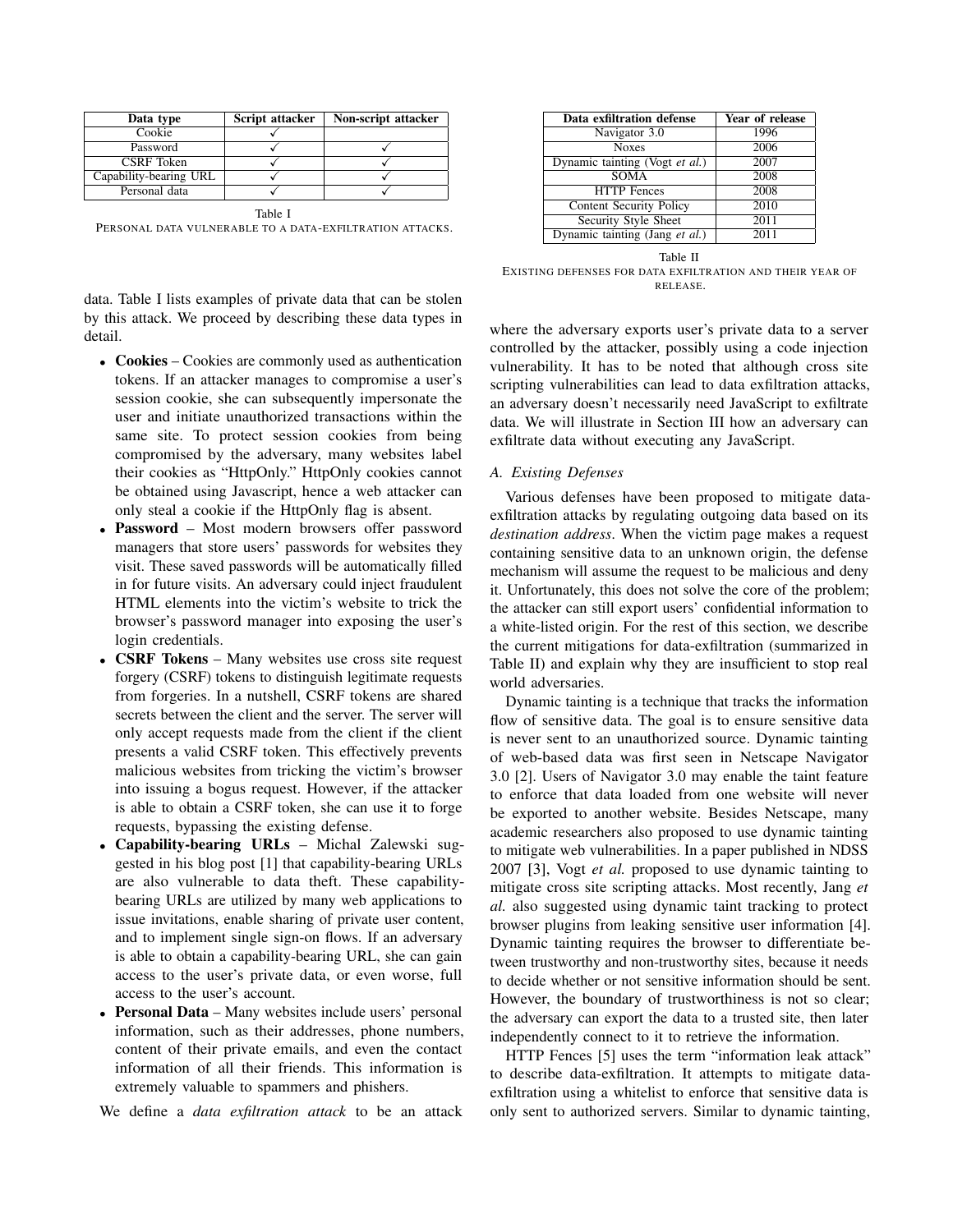| Data type | Script attacker | Non-script attacker |
|---|---|---|
| Cookie | ✓ | |
| Password | ✓ | ✓ |
| CSRF Token | ✓ | ✓ |
| Capability-bearing URL | ✓ | ✓ |
| Personal data | ✓ | ✓ |

Table I
PERSONAL DATA VULNERABLE TO A DATA-EXFILTRATION ATTACKS.

data. Table I lists examples of private data that can be stolen by this attack. We proceed by describing these data types in detail.

- **Cookies** – Cookies are commonly used as authentication tokens. If an attacker manages to compromise a user's session cookie, she can subsequently impersonate the user and initiate unauthorized transactions within the same site. To protect session cookies from being compromised by the adversary, many websites label their cookies as "HttpOnly." HttpOnly cookies cannot be obtained using Javascript, hence a web attacker can only steal a cookie if the HttpOnly flag is absent.
- **Password** – Most modern browsers offer password managers that store users' passwords for websites they visit. These saved passwords will be automatically filled in for future visits. An adversary could inject fraudulent HTML elements into the victim's website to trick the browser's password manager into exposing the user's login credentials.
- **CSRF Tokens** – Many websites use cross site request forgery (CSRF) tokens to distinguish legitimate requests from forgeries. In a nutshell, CSRF tokens are shared secrets between the client and the server. The server will only accept requests made from the client if the client presents a valid CSRF token. This effectively prevents malicious websites from tricking the victim's browser into issuing a bogus request. However, if the attacker is able to obtain a CSRF token, she can use it to forge requests, bypassing the existing defense.
- **Capability-bearing URLs** – Michal Zalewski suggested in his blog post [1] that capability-bearing URLs are also vulnerable to data theft. These capability-bearing URLs are utilized by many web applications to issue invitations, enable sharing of private user content, and to implement single sign-on flows. If an adversary is able to obtain a capability-bearing URL, she can gain access to the user's private data, or even worse, full access to the user's account.
- **Personal Data** – Many websites include users' personal information, such as their addresses, phone numbers, content of their private emails, and even the contact information of all their friends. This information is extremely valuable to spammers and phishers.

We define a *data exfiltration attack* to be an attack where the adversary exports user's private data to a server controlled by the attacker, possibly using a code injection vulnerability. It has to be noted that although cross site scripting vulnerabilities can lead to data exfiltration attacks, an adversary doesn't necessarily need JavaScript to exfiltrate data. We will illustrate in Section III how an adversary can exfiltrate data without executing any JavaScript.

| Data exfiltration defense | Year of release |
|---|---|
| Navigator 3.0 | 1996 |
| Noxes | 2006 |
| Dynamic tainting (Vogt *et al.*) | 2007 |
| SOMA | 2008 |
| HTTP Fences | 2008 |
| Content Security Policy | 2010 |
| Security Style Sheet | 2011 |
| Dynamic tainting (Jang *et al.*) | 2011 |

Table II
EXISTING DEFENSES FOR DATA EXFILTRATION AND THEIR YEAR OF RELEASE.

### A. Existing Defenses

Various defenses have been proposed to mitigate data-exfiltration attacks by regulating outgoing data based on its *destination address*. When the victim page makes a request containing sensitive data to an unknown origin, the defense mechanism will assume the request to be malicious and deny it. Unfortunately, this does not solve the core of the problem; the attacker can still export users' confidential information to a white-listed origin. For the rest of this section, we describe the current mitigations for data-exfiltration (summarized in Table II) and explain why they are insufficient to stop real world adversaries.

Dynamic tainting is a technique that tracks the information flow of sensitive data. The goal is to ensure sensitive data is never sent to an unauthorized source. Dynamic tainting of web-based data was first seen in Netscape Navigator 3.0 [2]. Users of Navigator 3.0 may enable the taint feature to enforce that data loaded from one website will never be exported to another website. Besides Netscape, many academic researchers also proposed to use dynamic tainting to mitigate web vulnerabilities. In a paper published in NDSS 2007 [3], Vogt *et al.* proposed to use dynamic tainting to mitigate cross site scripting attacks. Most recently, Jang *et al.* also suggested using dynamic taint tracking to protect browser plugins from leaking sensitive user information [4]. Dynamic tainting requires the browser to differentiate between trustworthy and non-trustworthy sites, because it needs to decide whether or not sensitive information should be sent. However, the boundary of trustworthiness is not so clear; the adversary can export the data to a trusted site, then later independently connect to it to retrieve the information.

HTTP Fences [5] uses the term "information leak attack" to describe data-exfiltration. It attempts to mitigate data-exfiltration using a whitelist to enforce that sensitive data is only sent to authorized servers. Similar to dynamic tainting,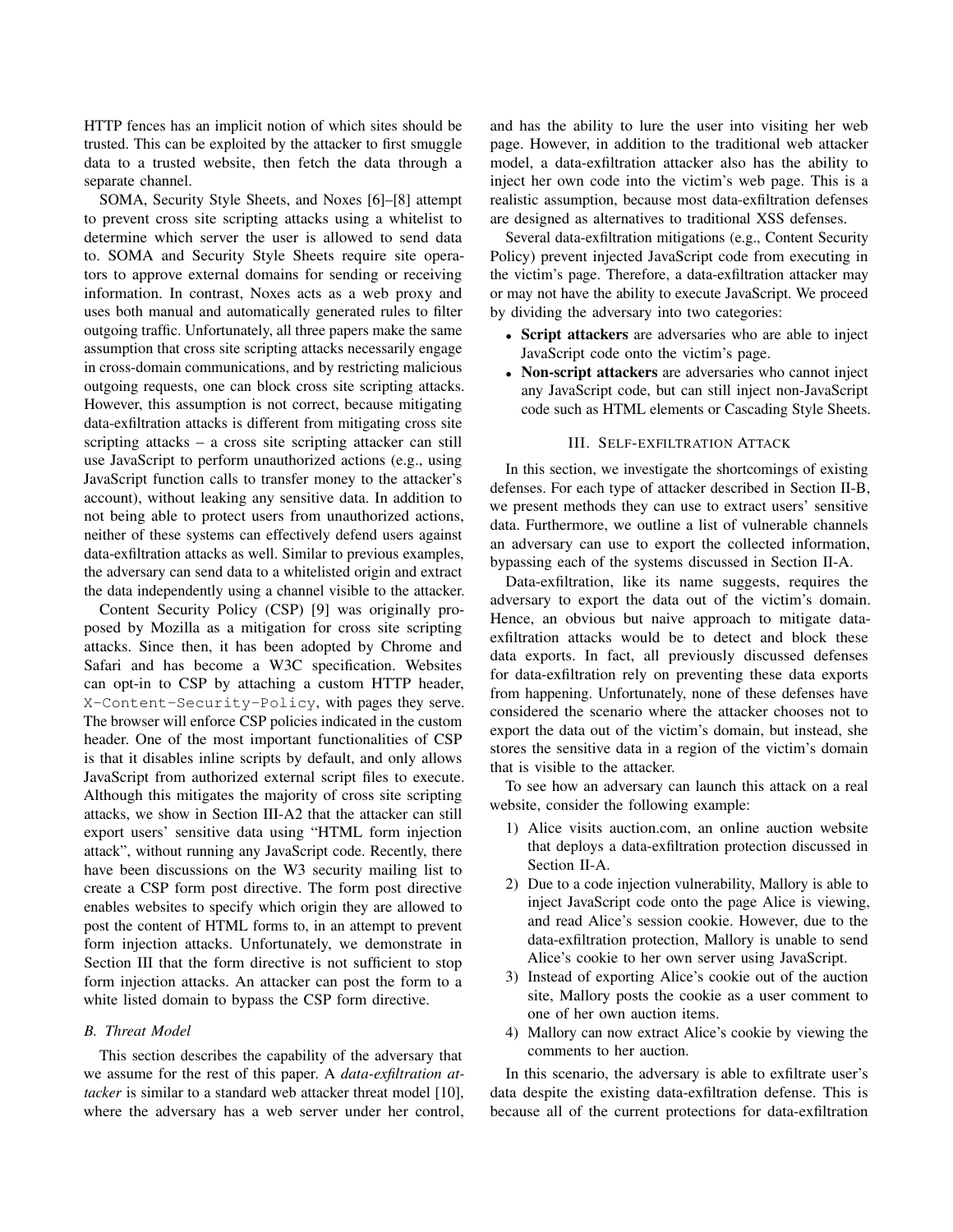HTTP fences has an implicit notion of which sites should be trusted. This can be exploited by the attacker to first smuggle data to a trusted website, then fetch the data through a separate channel.

SOMA, Security Style Sheets, and Noxes [6]–[8] attempt to prevent cross site scripting attacks using a whitelist to determine which server the user is allowed to send data to. SOMA and Security Style Sheets require site operators to approve external domains for sending or receiving information. In contrast, Noxes acts as a web proxy and uses both manual and automatically generated rules to filter outgoing traffic. Unfortunately, all three papers make the same assumption that cross site scripting attacks necessarily engage in cross-domain communications, and by restricting malicious outgoing requests, one can block cross site scripting attacks. However, this assumption is not correct, because mitigating data-exfiltration attacks is different from mitigating cross site scripting attacks – a cross site scripting attacker can still use JavaScript to perform unauthorized actions (e.g., using JavaScript function calls to transfer money to the attacker's account), without leaking any sensitive data. In addition to not being able to protect users from unauthorized actions, neither of these systems can effectively defend users against data-exfiltration attacks as well. Similar to previous examples, the adversary can send data to a whitelisted origin and extract the data independently using a channel visible to the attacker.

Content Security Policy (CSP) [9] was originally proposed by Mozilla as a mitigation for cross site scripting attacks. Since then, it has been adopted by Chrome and Safari and has become a W3C specification. Websites can opt-in to CSP by attaching a custom HTTP header, `X-Content-Security-Policy`, with pages they serve. The browser will enforce CSP policies indicated in the custom header. One of the most important functionalities of CSP is that it disables inline scripts by default, and only allows JavaScript from authorized external script files to execute. Although this mitigates the majority of cross site scripting attacks, we show in Section III-A2 that the attacker can still export users' sensitive data using "HTML form injection attack", without running any JavaScript code. Recently, there have been discussions on the W3 security mailing list to create a CSP form post directive. The form post directive enables websites to specify which origin they are allowed to post the content of HTML forms to, in an attempt to prevent form injection attacks. Unfortunately, we demonstrate in Section III that the form directive is not sufficient to stop form injection attacks. An attacker can post the form to a white listed domain to bypass the CSP form directive.

### B. Threat Model

This section describes the capability of the adversary that we assume for the rest of this paper. A *data-exfiltration attacker* is similar to a standard web attacker threat model [10], where the adversary has a web server under her control, and has the ability to lure the user into visiting her web page. However, in addition to the traditional web attacker model, a data-exfiltration attacker also has the ability to inject her own code into the victim's web page. This is a realistic assumption, because most data-exfiltration defenses are designed as alternatives to traditional XSS defenses.

Several data-exfiltration mitigations (e.g., Content Security Policy) prevent injected JavaScript code from executing in the victim's page. Therefore, a data-exfiltration attacker may or may not have the ability to execute JavaScript. We proceed by dividing the adversary into two categories:

- **Script attackers** are adversaries who are able to inject JavaScript code onto the victim's page.
- **Non-script attackers** are adversaries who cannot inject any JavaScript code, but can still inject non-JavaScript code such as HTML elements or Cascading Style Sheets.

## III. Self-exfiltration Attack

In this section, we investigate the shortcomings of existing defenses. For each type of attacker described in Section II-B, we present methods they can use to extract users' sensitive data. Furthermore, we outline a list of vulnerable channels an adversary can use to export the collected information, bypassing each of the systems discussed in Section II-A.

Data-exfiltration, like its name suggests, requires the adversary to export the data out of the victim's domain. Hence, an obvious but naive approach to mitigate data-exfiltration attacks would be to detect and block these data exports. In fact, all previously discussed defenses for data-exfiltration rely on preventing these data exports from happening. Unfortunately, none of these defenses have considered the scenario where the attacker chooses not to export the data out of the victim's domain, but instead, she stores the sensitive data in a region of the victim's domain that is visible to the attacker.

To see how an adversary can launch this attack on a real website, consider the following example:

1) Alice visits auction.com, an online auction website that deploys a data-exfiltration protection discussed in Section II-A.
2) Due to a code injection vulnerability, Mallory is able to inject JavaScript code onto the page Alice is viewing, and read Alice's session cookie. However, due to the data-exfiltration protection, Mallory is unable to send Alice's cookie to her own server using JavaScript.
3) Instead of exporting Alice's cookie out of the auction site, Mallory posts the cookie as a user comment to one of her own auction items.
4) Mallory can now extract Alice's cookie by viewing the comments to her auction.

In this scenario, the adversary is able to exfiltrate user's data despite the existing data-exfiltration defense. This is because all of the current protections for data-exfiltration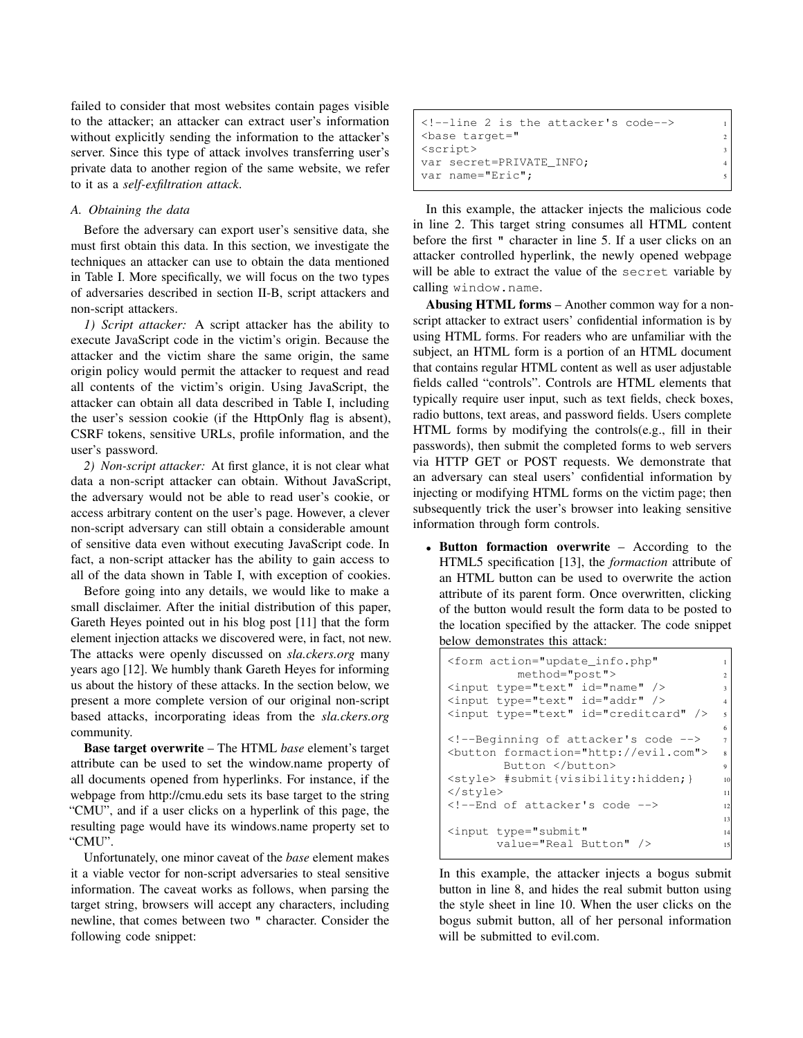failed to consider that most websites contain pages visible to the attacker; an attacker can extract user's information without explicitly sending the information to the attacker's server. Since this type of attack involves transferring user's private data to another region of the same website, we refer to it as a *self-exfiltration attack*.

### A. Obtaining the data

Before the adversary can export user's sensitive data, she must first obtain this data. In this section, we investigate the techniques an attacker can use to obtain the data mentioned in Table I. More specifically, we will focus on the two types of adversaries described in section II-B, script attackers and non-script attackers.

*1) Script attacker:* A script attacker has the ability to execute JavaScript code in the victim's origin. Because the attacker and the victim share the same origin, the same origin policy would permit the attacker to request and read all contents of the victim's origin. Using JavaScript, the attacker can obtain all data described in Table I, including the user's session cookie (if the HttpOnly flag is absent), CSRF tokens, sensitive URLs, profile information, and the user's password.

*2) Non-script attacker:* At first glance, it is not clear what data a non-script attacker can obtain. Without JavaScript, the adversary would not be able to read user's cookie, or access arbitrary content on the user's page. However, a clever non-script adversary can still obtain a considerable amount of sensitive data even without executing JavaScript code. In fact, a non-script attacker has the ability to gain access to all of the data shown in Table I, with exception of cookies.

Before going into any details, we would like to make a small disclaimer. After the initial distribution of this paper, Gareth Heyes pointed out in his blog post [11] that the form element injection attacks we discovered were, in fact, not new. The attacks were openly discussed on *sla.ckers.org* many years ago [12]. We humbly thank Gareth Heyes for informing us about the history of these attacks. In the section below, we present a more complete version of our original non-script based attacks, incorporating ideas from the *sla.ckers.org* community.

**Base target overwrite** – The HTML *base* element's target attribute can be used to set the window.name property of all documents opened from hyperlinks. For instance, if the webpage from http://cmu.edu sets its base target to the string "CMU", and if a user clicks on a hyperlink of this page, the resulting page would have its windows.name property set to "CMU".

Unfortunately, one minor caveat of the *base* element makes it a viable vector for non-script adversaries to steal sensitive information. The caveat works as follows, when parsing the target string, browsers will accept any characters, including newline, that comes between two " character. Consider the following code snippet:

```
<!--line 2 is the attacker's code-->      1
<base target="                            2
<script>                                  3
var secret=PRIVATE_INFO;                  4
var name="Eric";                          5
```

In this example, the attacker injects the malicious code in line 2. This target string consumes all HTML content before the first " character in line 5. If a user clicks on an attacker controlled hyperlink, the newly opened webpage will be able to extract the value of the `secret` variable by calling `window.name`.

**Abusing HTML forms** – Another common way for a non-script attacker to extract users' confidential information is by using HTML forms. For readers who are unfamiliar with the subject, an HTML form is a portion of an HTML document that contains regular HTML content as well as user adjustable fields called "controls". Controls are HTML elements that typically require user input, such as text fields, check boxes, radio buttons, text areas, and password fields. Users complete HTML forms by modifying the controls(e.g., fill in their passwords), then submit the completed forms to web servers via HTTP GET or POST requests. We demonstrate that an adversary can steal users' confidential information by injecting or modifying HTML forms on the victim page; then subsequently trick the user's browser into leaking sensitive information through form controls.

- **Button formaction overwrite** – According to the HTML5 specification [13], the *formaction* attribute of an HTML button can be used to overwrite the action attribute of its parent form. Once overwritten, clicking of the button would result the form data to be posted to the location specified by the attacker. The code snippet below demonstrates this attack:

```
<form action="update_info.php"                 1
        method="post">                         2
<input type="text" id="name" />                3
<input type="text" id="addr" />                4
<input type="text" id="creditcard" />          5
                                               6
<!--Beginning of attacker's code -->           7
<button formaction="http://evil.com">          8
      Button </button>                         9
<style> #submit{visibility:hidden;}            10
</style>                                       11
<!--End of attacker's code -->                 12
                                               13
<input type="submit"                           14
      value="Real Button" />                   15
```

In this example, the attacker injects a bogus submit button in line 8, and hides the real submit button using the style sheet in line 10. When the user clicks on the bogus submit button, all of her personal information will be submitted to evil.com.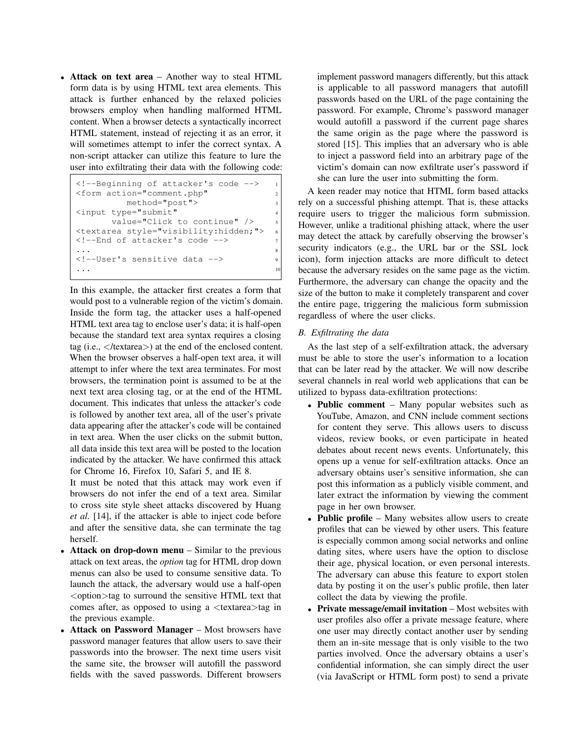- **Attack on text area** – Another way to steal HTML form data is by using HTML text area elements. This attack is further enhanced by the relaxed policies browsers employ when handling malformed HTML content. When a browser detects a syntactically incorrect HTML statement, instead of rejecting it as an error, it will sometimes attempt to infer the correct syntax. A non-script attacker can utilize this feature to lure the user into exfiltrating their data with the following code:

```
<!--Beginning of attacker's code -->
<form action="comment.php"
        method="post">
<input type="submit"
       value="Click to continue" />
<textarea style="visibility:hidden;">
<!--End of attacker's code -->
...
<!--User's sensitive data -->
...
```

In this example, the attacker first creates a form that would post to a vulnerable region of the victim's domain. Inside the form tag, the attacker uses a half-opened HTML text area tag to enclose user's data; it is half-open because the standard text area syntax requires a closing tag (i.e., </textarea>) at the end of the enclosed content. When the browser observes a half-open text area, it will attempt to infer where the text area terminates. For most browsers, the termination point is assumed to be at the next text area closing tag, or at the end of the HTML document. This indicates that unless the attacker's code is followed by another text area, all of the user's private data appearing after the attacker's code will be contained in text area. When the user clicks on the submit button, all data inside this text area will be posted to the location indicated by the attacker. We have confirmed this attack for Chrome 16, Firefox 10, Safari 5, and IE 8.

It must be noted that this attack may work even if browsers do not infer the end of a text area. Similar to cross site style sheet attacks discovered by Huang *et al.* [14], if the attacker is able to inject code before and after the sensitive data, she can terminate the tag herself.

- **Attack on drop-down menu** – Similar to the previous attack on text areas, the *option* tag for HTML drop down menus can also be used to consume sensitive data. To launch the attack, the adversary would use a half-open <option>tag to surround the sensitive HTML text that comes after, as opposed to using a <textarea>tag in the previous example.
- **Attack on Password Manager** – Most browsers have password manager features that allow users to save their passwords into the browser. The next time users visit the same site, the browser will autofill the password fields with the saved passwords. Different browsers implement password managers differently, but this attack is applicable to all password managers that autofill passwords based on the URL of the page containing the password. For example, Chrome's password manager would autofill a password if the current page shares the same origin as the page where the password is stored [15]. This implies that an adversary who is able to inject a password field into an arbitrary page of the victim's domain can now exfiltrate user's password if she can lure the user into submitting the form.

A keen reader may notice that HTML form based attacks rely on a successful phishing attempt. That is, these attacks require users to trigger the malicious form submission. However, unlike a traditional phishing attack, where the user may detect the attack by carefully observing the browser's security indicators (e.g., the URL bar or the SSL lock icon), form injection attacks are more difficult to detect because the adversary resides on the same page as the victim. Furthermore, the adversary can change the opacity and the size of the button to make it completely transparent and cover the entire page, triggering the malicious form submission regardless of where the user clicks.

### B. Exfiltrating the data

As the last step of a self-exfiltration attack, the adversary must be able to store the user's information to a location that can be later read by the attacker. We will now describe several channels in real world web applications that can be utilized to bypass data-exfiltration protections:

- **Public comment** – Many popular websites such as YouTube, Amazon, and CNN include comment sections for content they serve. This allows users to discuss videos, review books, or even participate in heated debates about recent news events. Unfortunately, this opens up a venue for self-exfiltration attacks. Once an adversary obtains user's sensitive information, she can post this information as a publicly visible comment, and later extract the information by viewing the comment page in her own browser.
- **Public profile** – Many websites allow users to create profiles that can be viewed by other users. This feature is especially common among social networks and online dating sites, where users have the option to disclose their age, physical location, or even personal interests. The adversary can abuse this feature to export stolen data by posting it on the user's public profile, then later collect the data by viewing the profile.
- **Private message/email invitation** – Most websites with user profiles also offer a private message feature, where one user may directly contact another user by sending them an in-site message that is only visible to the two parties involved. Once the adversary obtains a user's confidential information, she can simply direct the user (via JavaScript or HTML form post) to send a private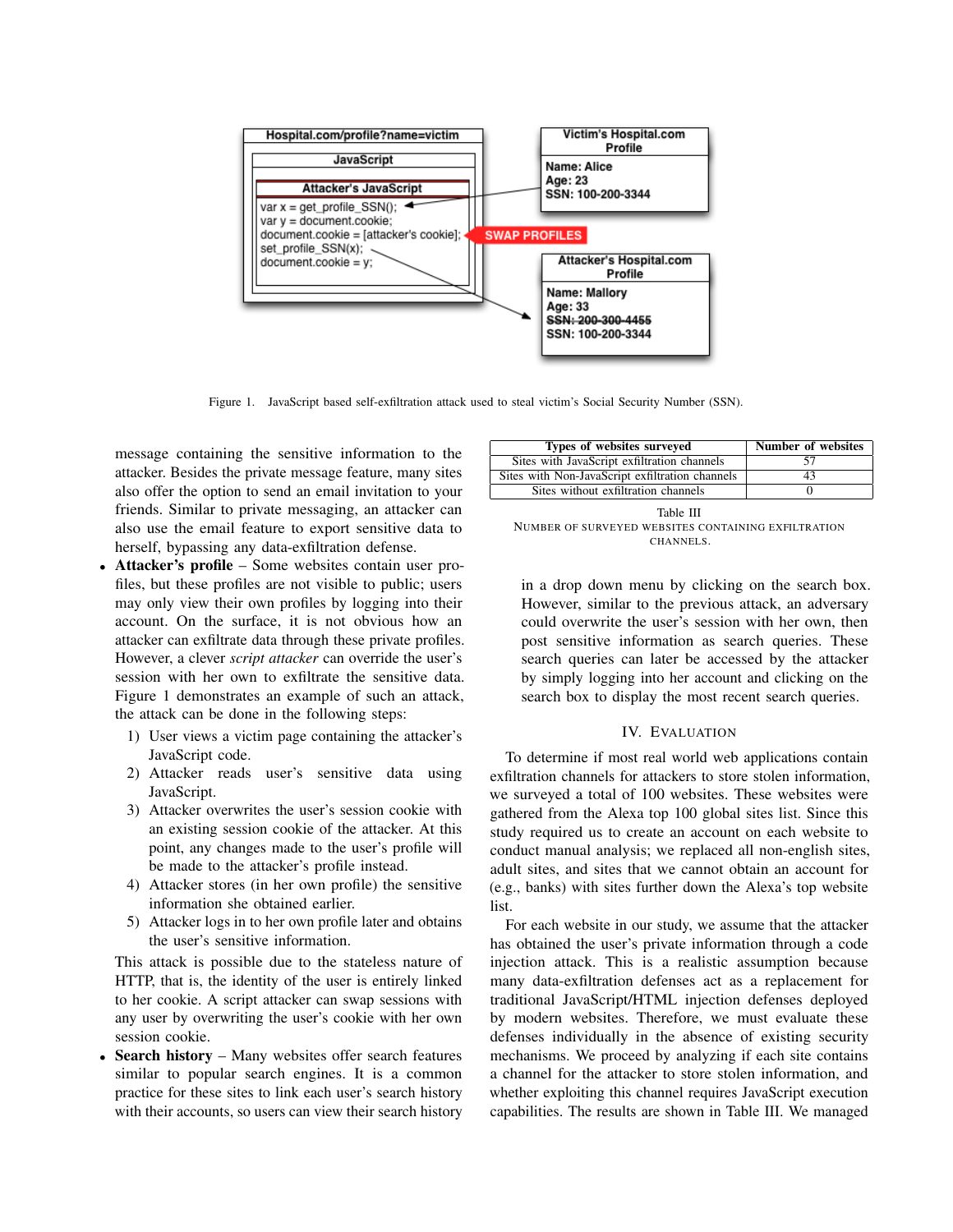Figure 1. JavaScript based self-exfiltration attack used to steal victim's Social Security Number (SSN).

message containing the sensitive information to the attacker. Besides the private message feature, many sites also offer the option to send an email invitation to your friends. Similar to private messaging, an attacker can also use the email feature to export sensitive data to herself, bypassing any data-exfiltration defense.

- **Attacker's profile** – Some websites contain user profiles, but these profiles are not visible to public; users may only view their own profiles by logging into their account. On the surface, it is not obvious how an attacker can exfiltrate data through these private profiles. However, a clever *script attacker* can override the user's session with her own to exfiltrate the sensitive data. Figure 1 demonstrates an example of such an attack, the attack can be done in the following steps:
  1) User views a victim page containing the attacker's JavaScript code.
  2) Attacker reads user's sensitive data using JavaScript.
  3) Attacker overwrites the user's session cookie with an existing session cookie of the attacker. At this point, any changes made to the user's profile will be made to the attacker's profile instead.
  4) Attacker stores (in her own profile) the sensitive information she obtained earlier.
  5) Attacker logs in to her own profile later and obtains the user's sensitive information.

  This attack is possible due to the stateless nature of HTTP, that is, the identity of the user is entirely linked to her cookie. A script attacker can swap sessions with any user by overwriting the user's cookie with her own session cookie.
- **Search history** – Many websites offer search features similar to popular search engines. It is a common practice for these sites to link each user's search history with their accounts, so users can view their search history in a drop down menu by clicking on the search box. However, similar to the previous attack, an adversary could overwrite the user's session with her own, then post sensitive information as search queries. These search queries can later be accessed by the attacker by simply logging into her account and clicking on the search box to display the most recent search queries.

| Types of websites surveyed | Number of websites |
|---|---|
| Sites with JavaScript exfiltration channels | 57 |
| Sites with Non-JavaScript exfiltration channels | 43 |
| Sites without exfiltration channels | 0 |

Table III
NUMBER OF SURVEYED WEBSITES CONTAINING EXFILTRATION CHANNELS.

## IV. Evaluation

To determine if most real world web applications contain exfiltration channels for attackers to store stolen information, we surveyed a total of 100 websites. These websites were gathered from the Alexa top 100 global sites list. Since this study required us to create an account on each website to conduct manual analysis; we replaced all non-english sites, adult sites, and sites that we cannot obtain an account for (e.g., banks) with sites further down the Alexa's top website list.

For each website in our study, we assume that the attacker has obtained the user's private information through a code injection attack. This is a realistic assumption because many data-exfiltration defenses act as a replacement for traditional JavaScript/HTML injection defenses deployed by modern websites. Therefore, we must evaluate these defenses individually in the absence of existing security mechanisms. We proceed by analyzing if each site contains a channel for the attacker to store stolen information, and whether exploiting this channel requires JavaScript execution capabilities. The results are shown in Table III. We managed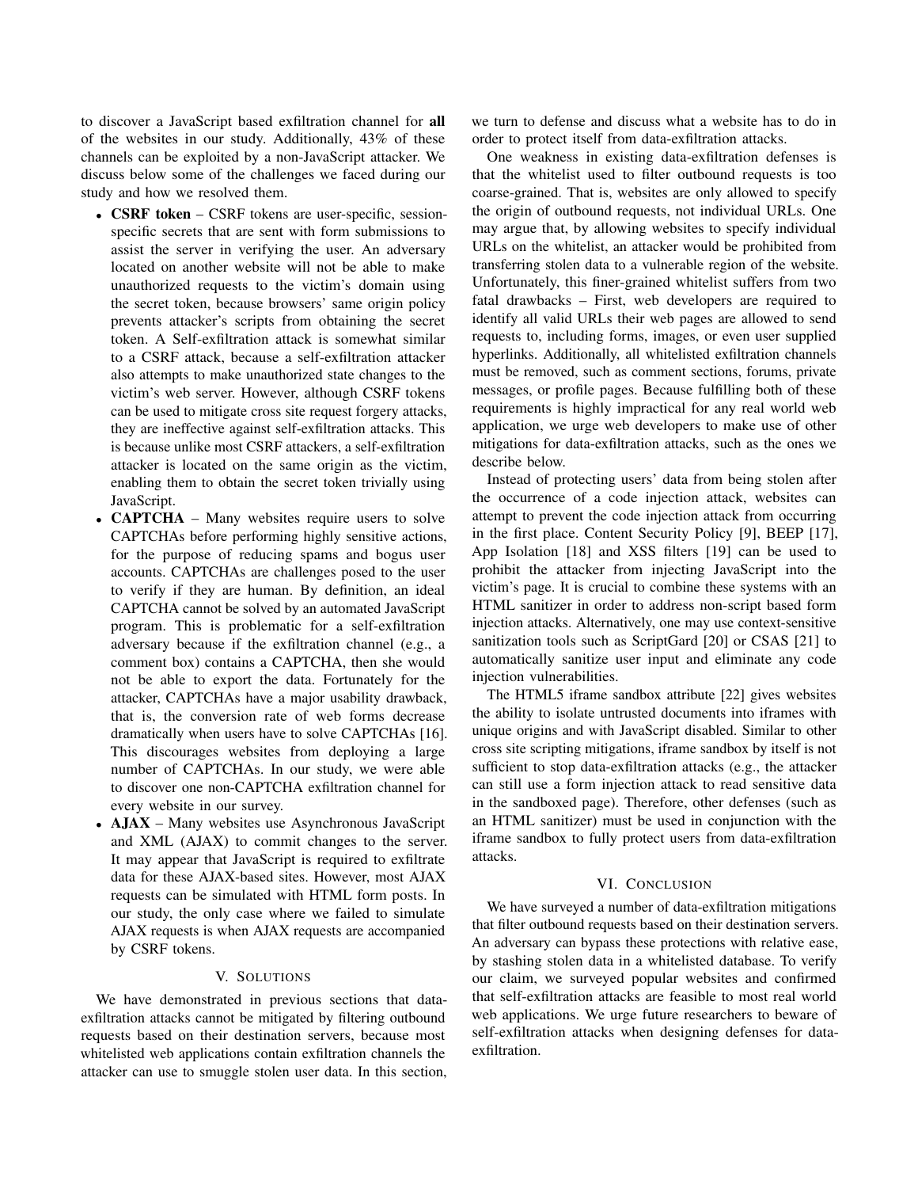to discover a JavaScript based exfiltration channel for **all** of the websites in our study. Additionally, 43% of these channels can be exploited by a non-JavaScript attacker. We discuss below some of the challenges we faced during our study and how we resolved them.

- **CSRF token** – CSRF tokens are user-specific, session-specific secrets that are sent with form submissions to assist the server in verifying the user. An adversary located on another website will not be able to make unauthorized requests to the victim's domain using the secret token, because browsers' same origin policy prevents attacker's scripts from obtaining the secret token. A Self-exfiltration attack is somewhat similar to a CSRF attack, because a self-exfiltration attacker also attempts to make unauthorized state changes to the victim's web server. However, although CSRF tokens can be used to mitigate cross site request forgery attacks, they are ineffective against self-exfiltration attacks. This is because unlike most CSRF attackers, a self-exfiltration attacker is located on the same origin as the victim, enabling them to obtain the secret token trivially using JavaScript.
- **CAPTCHA** – Many websites require users to solve CAPTCHAs before performing highly sensitive actions, for the purpose of reducing spams and bogus user accounts. CAPTCHAs are challenges posed to the user to verify if they are human. By definition, an ideal CAPTCHA cannot be solved by an automated JavaScript program. This is problematic for a self-exfiltration adversary because if the exfiltration channel (e.g., a comment box) contains a CAPTCHA, then she would not be able to export the data. Fortunately for the attacker, CAPTCHAs have a major usability drawback, that is, the conversion rate of web forms decrease dramatically when users have to solve CAPTCHAs [16]. This discourages websites from deploying a large number of CAPTCHAs. In our study, we were able to discover one non-CAPTCHA exfiltration channel for every website in our survey.
- **AJAX** – Many websites use Asynchronous JavaScript and XML (AJAX) to commit changes to the server. It may appear that JavaScript is required to exfiltrate data for these AJAX-based sites. However, most AJAX requests can be simulated with HTML form posts. In our study, the only case where we failed to simulate AJAX requests is when AJAX requests are accompanied by CSRF tokens.

## V. Solutions

We have demonstrated in previous sections that data-exfiltration attacks cannot be mitigated by filtering outbound requests based on their destination servers, because most whitelisted web applications contain exfiltration channels the attacker can use to smuggle stolen user data. In this section, we turn to defense and discuss what a website has to do in order to protect itself from data-exfiltration attacks.

One weakness in existing data-exfiltration defenses is that the whitelist used to filter outbound requests is too coarse-grained. That is, websites are only allowed to specify the origin of outbound requests, not individual URLs. One may argue that, by allowing websites to specify individual URLs on the whitelist, an attacker would be prohibited from transferring stolen data to a vulnerable region of the website. Unfortunately, this finer-grained whitelist suffers from two fatal drawbacks – First, web developers are required to identify all valid URLs their web pages are allowed to send requests to, including forms, images, or even user supplied hyperlinks. Additionally, all whitelisted exfiltration channels must be removed, such as comment sections, forums, private messages, or profile pages. Because fulfilling both of these requirements is highly impractical for any real world web application, we urge web developers to make use of other mitigations for data-exfiltration attacks, such as the ones we describe below.

Instead of protecting users' data from being stolen after the occurrence of a code injection attack, websites can attempt to prevent the code injection attack from occurring in the first place. Content Security Policy [9], BEEP [17], App Isolation [18] and XSS filters [19] can be used to prohibit the attacker from injecting JavaScript into the victim's page. It is crucial to combine these systems with an HTML sanitizer in order to address non-script based form injection attacks. Alternatively, one may use context-sensitive sanitization tools such as ScriptGard [20] or CSAS [21] to automatically sanitize user input and eliminate any code injection vulnerabilities.

The HTML5 iframe sandbox attribute [22] gives websites the ability to isolate untrusted documents into iframes with unique origins and with JavaScript disabled. Similar to other cross site scripting mitigations, iframe sandbox by itself is not sufficient to stop data-exfiltration attacks (e.g., the attacker can still use a form injection attack to read sensitive data in the sandboxed page). Therefore, other defenses (such as an HTML sanitizer) must be used in conjunction with the iframe sandbox to fully protect users from data-exfiltration attacks.

## VI. Conclusion

We have surveyed a number of data-exfiltration mitigations that filter outbound requests based on their destination servers. An adversary can bypass these protections with relative ease, by stashing stolen data in a whitelisted database. To verify our claim, we surveyed popular websites and confirmed that self-exfiltration attacks are feasible to most real world web applications. We urge future researchers to beware of self-exfiltration attacks when designing defenses for data-exfiltration.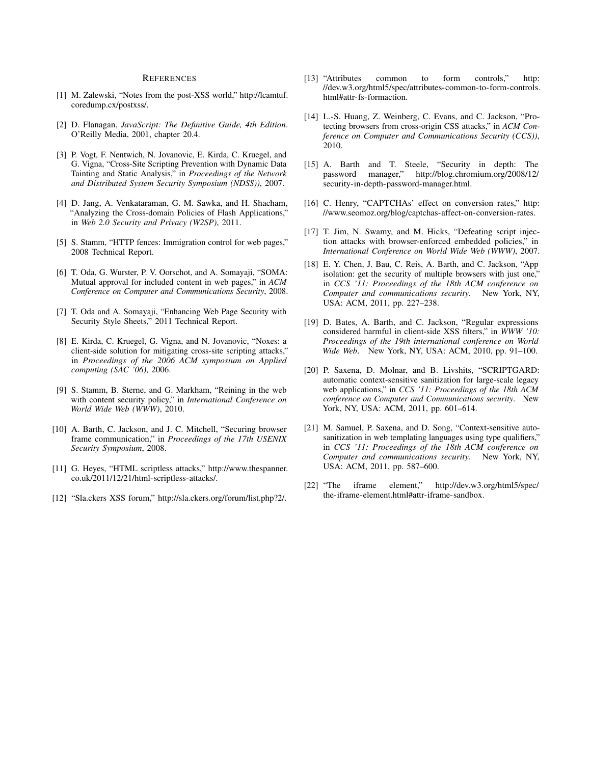## References

[1] M. Zalewski, "Notes from the post-XSS world," http://lcamtuf.coredump.cx/postxss/.

[2] D. Flanagan, *JavaScript: The Definitive Guide, 4th Edition*. O'Reilly Media, 2001, chapter 20.4.

[3] P. Vogt, F. Nentwich, N. Jovanovic, E. Kirda, C. Kruegel, and G. Vigna, "Cross-Site Scripting Prevention with Dynamic Data Tainting and Static Analysis," in *Proceedings of the Network and Distributed System Security Symposium (NDSS))*, 2007.

[4] D. Jang, A. Venkataraman, G. M. Sawka, and H. Shacham, "Analyzing the Cross-domain Policies of Flash Applications," in *Web 2.0 Security and Privacy (W2SP)*, 2011.

[5] S. Stamm, "HTTP fences: Immigration control for web pages," 2008 Technical Report.

[6] T. Oda, G. Wurster, P. V. Oorschot, and A. Somayaji, "SOMA: Mutual approval for included content in web pages," in *ACM Conference on Computer and Communications Security*, 2008.

[7] T. Oda and A. Somayaji, "Enhancing Web Page Security with Security Style Sheets," 2011 Technical Report.

[8] E. Kirda, C. Kruegel, G. Vigna, and N. Jovanovic, "Noxes: a client-side solution for mitigating cross-site scripting attacks," in *Proceedings of the 2006 ACM symposium on Applied computing (SAC '06)*, 2006.

[9] S. Stamm, B. Sterne, and G. Markham, "Reining in the web with content security policy," in *International Conference on World Wide Web (WWW)*, 2010.

[10] A. Barth, C. Jackson, and J. C. Mitchell, "Securing browser frame communication," in *Proceedings of the 17th USENIX Security Symposium*, 2008.

[11] G. Heyes, "HTML scriptless attacks," http://www.thespanner.co.uk/2011/12/21/html-scriptless-attacks/.

[12] "Sla.ckers XSS forum," http://sla.ckers.org/forum/list.php?2/.

[13] "Attributes common to form controls," http://dev.w3.org/html5/spec/attributes-common-to-form-controls.html#attr-fs-formaction.

[14] L.-S. Huang, Z. Weinberg, C. Evans, and C. Jackson, "Protecting browsers from cross-origin CSS attacks," in *ACM Conference on Computer and Communications Security (CCS))*, 2010.

[15] A. Barth and T. Steele, "Security in depth: The password manager," http://blog.chromium.org/2008/12/security-in-depth-password-manager.html.

[16] C. Henry, "CAPTCHAs' effect on conversion rates," http://www.seomoz.org/blog/captchas-affect-on-conversion-rates.

[17] T. Jim, N. Swamy, and M. Hicks, "Defeating script injection attacks with browser-enforced embedded policies," in *International Conference on World Wide Web (WWW)*, 2007.

[18] E. Y. Chen, J. Bau, C. Reis, A. Barth, and C. Jackson, "App isolation: get the security of multiple browsers with just one," in *CCS '11: Proceedings of the 18th ACM conference on Computer and communications security*. New York, NY, USA: ACM, 2011, pp. 227–238.

[19] D. Bates, A. Barth, and C. Jackson, "Regular expressions considered harmful in client-side XSS filters," in *WWW '10: Proceedings of the 19th international conference on World Wide Web*. New York, NY, USA: ACM, 2010, pp. 91–100.

[20] P. Saxena, D. Molnar, and B. Livshits, "SCRIPTGARD: automatic context-sensitive sanitization for large-scale legacy web applications," in *CCS '11: Proceedings of the 18th ACM conference on Computer and Communications security*. New York, NY, USA: ACM, 2011, pp. 601–614.

[21] M. Samuel, P. Saxena, and D. Song, "Context-sensitive auto-sanitization in web templating languages using type qualifiers," in *CCS '11: Proceedings of the 18th ACM conference on Computer and communications security*. New York, NY, USA: ACM, 2011, pp. 587–600.

[22] "The iframe element," http://dev.w3.org/html5/spec/the-iframe-element.html#attr-iframe-sandbox.